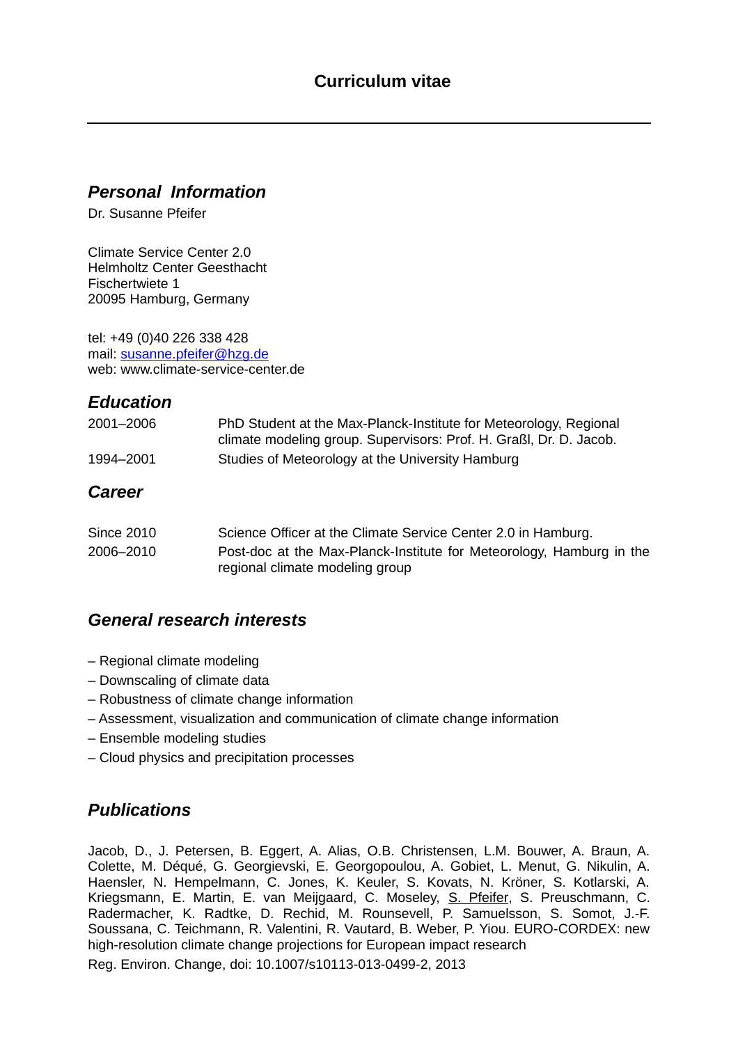# Curriculum vitae

## *Personal Information*

Dr. Susanne Pfeifer

Climate Service Center 2.0
Helmholtz Center Geesthacht
Fischertwiete 1
20095 Hamburg, Germany

tel: +49 (0)40 226 338 428
mail: susanne.pfeifer@hzg.de
web: www.climate-service-center.de

## *Education*

| | |
|---|---|
| 2001–2006 | PhD Student at the Max-Planck-Institute for Meteorology, Regional climate modeling group. Supervisors: Prof. H. Graßl, Dr. D. Jacob. |
| 1994–2001 | Studies of Meteorology at the University Hamburg |

## *Career*

| | |
|---|---|
| Since 2010 | Science Officer at the Climate Service Center 2.0 in Hamburg. |
| 2006–2010 | Post-doc at the Max-Planck-Institute for Meteorology, Hamburg in the regional climate modeling group |

## *General research interests*

– Regional climate modeling
– Downscaling of climate data
– Robustness of climate change information
– Assessment, visualization and communication of climate change information
– Ensemble modeling studies
– Cloud physics and precipitation processes

## *Publications*

Jacob, D., J. Petersen, B. Eggert, A. Alias, O.B. Christensen, L.M. Bouwer, A. Braun, A. Colette, M. Déqué, G. Georgievski, E. Georgopoulou, A. Gobiet, L. Menut, G. Nikulin, A. Haensler, N. Hempelmann, C. Jones, K. Keuler, S. Kovats, N. Kröner, S. Kotlarski, A. Kriegsmann, E. Martin, E. van Meijgaard, C. Moseley, S. Pfeifer, S. Preuschmann, C. Radermacher, K. Radtke, D. Rechid, M. Rounsevell, P. Samuelsson, S. Somot, J.-F. Soussana, C. Teichmann, R. Valentini, R. Vautard, B. Weber, P. Yiou. EURO-CORDEX: new high-resolution climate change projections for European impact research

Reg. Environ. Change, doi: 10.1007/s10113-013-0499-2, 2013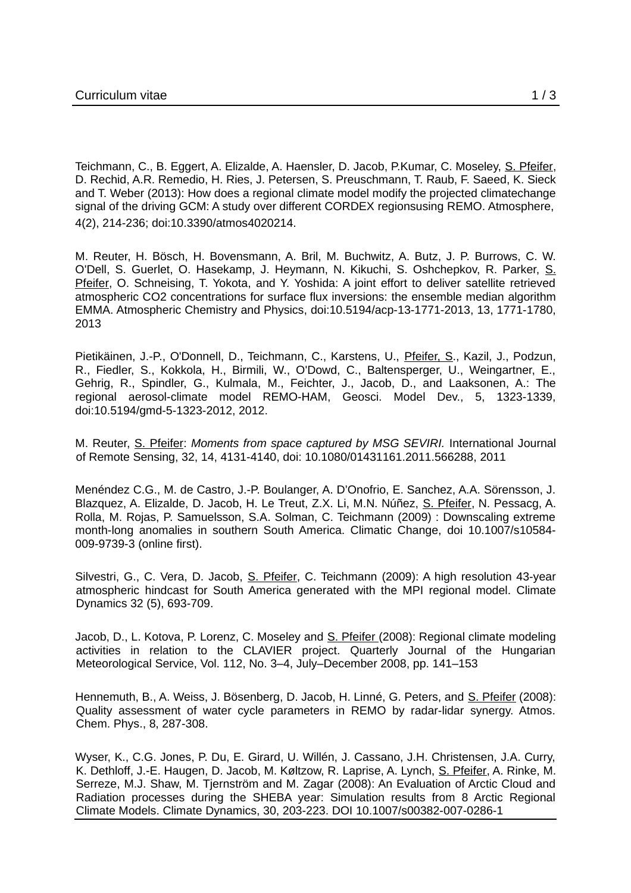Teichmann, C., B. Eggert, A. Elizalde, A. Haensler, D. Jacob, P.Kumar, C. Moseley, S. Pfeifer, D. Rechid, A.R. Remedio, H. Ries, J. Petersen, S. Preuschmann, T. Raub, F. Saeed, K. Sieck and T. Weber (2013): How does a regional climate model modify the projected climatechange signal of the driving GCM: A study over different CORDEX regionsusing REMO. Atmosphere, 4(2), 214-236; doi:10.3390/atmos4020214.

M. Reuter, H. Bösch, H. Bovensmann, A. Bril, M. Buchwitz, A. Butz, J. P. Burrows, C. W. O'Dell, S. Guerlet, O. Hasekamp, J. Heymann, N. Kikuchi, S. Oshchepkov, R. Parker, S. Pfeifer, O. Schneising, T. Yokota, and Y. Yoshida: A joint effort to deliver satellite retrieved atmospheric CO2 concentrations for surface flux inversions: the ensemble median algorithm EMMA. Atmospheric Chemistry and Physics, doi:10.5194/acp-13-1771-2013, 13, 1771-1780, 2013

Pietikäinen, J.-P., O'Donnell, D., Teichmann, C., Karstens, U., Pfeifer, S., Kazil, J., Podzun, R., Fiedler, S., Kokkola, H., Birmili, W., O'Dowd, C., Baltensperger, U., Weingartner, E., Gehrig, R., Spindler, G., Kulmala, M., Feichter, J., Jacob, D., and Laaksonen, A.: The regional aerosol-climate model REMO-HAM, Geosci. Model Dev., 5, 1323-1339, doi:10.5194/gmd-5-1323-2012, 2012.

M. Reuter, S. Pfeifer: *Moments from space captured by MSG SEVIRI.* International Journal of Remote Sensing, 32, 14, 4131-4140, doi: 10.1080/01431161.2011.566288, 2011

Menéndez C.G., M. de Castro, J.-P. Boulanger, A. D'Onofrio, E. Sanchez, A.A. Sörensson, J. Blazquez, A. Elizalde, D. Jacob, H. Le Treut, Z.X. Li, M.N. Núñez, S. Pfeifer, N. Pessacg, A. Rolla, M. Rojas, P. Samuelsson, S.A. Solman, C. Teichmann (2009) : Downscaling extreme month-long anomalies in southern South America. Climatic Change, doi 10.1007/s10584-009-9739-3 (online first).

Silvestri, G., C. Vera, D. Jacob, S. Pfeifer, C. Teichmann (2009): A high resolution 43-year atmospheric hindcast for South America generated with the MPI regional model. Climate Dynamics 32 (5), 693-709.

Jacob, D., L. Kotova, P. Lorenz, C. Moseley and S. Pfeifer (2008): Regional climate modeling activities in relation to the CLAVIER project. Quarterly Journal of the Hungarian Meteorological Service, Vol. 112, No. 3–4, July–December 2008, pp. 141–153

Hennemuth, B., A. Weiss, J. Bösenberg, D. Jacob, H. Linné, G. Peters, and S. Pfeifer (2008): Quality assessment of water cycle parameters in REMO by radar-lidar synergy. Atmos. Chem. Phys., 8, 287-308.

Wyser, K., C.G. Jones, P. Du, E. Girard, U. Willén, J. Cassano, J.H. Christensen, J.A. Curry, K. Dethloff, J.-E. Haugen, D. Jacob, M. Køltzow, R. Laprise, A. Lynch, S. Pfeifer, A. Rinke, M. Serreze, M.J. Shaw, M. Tjernström and M. Zagar (2008): An Evaluation of Arctic Cloud and Radiation processes during the SHEBA year: Simulation results from 8 Arctic Regional Climate Models. Climate Dynamics, 30, 203-223. DOI 10.1007/s00382-007-0286-1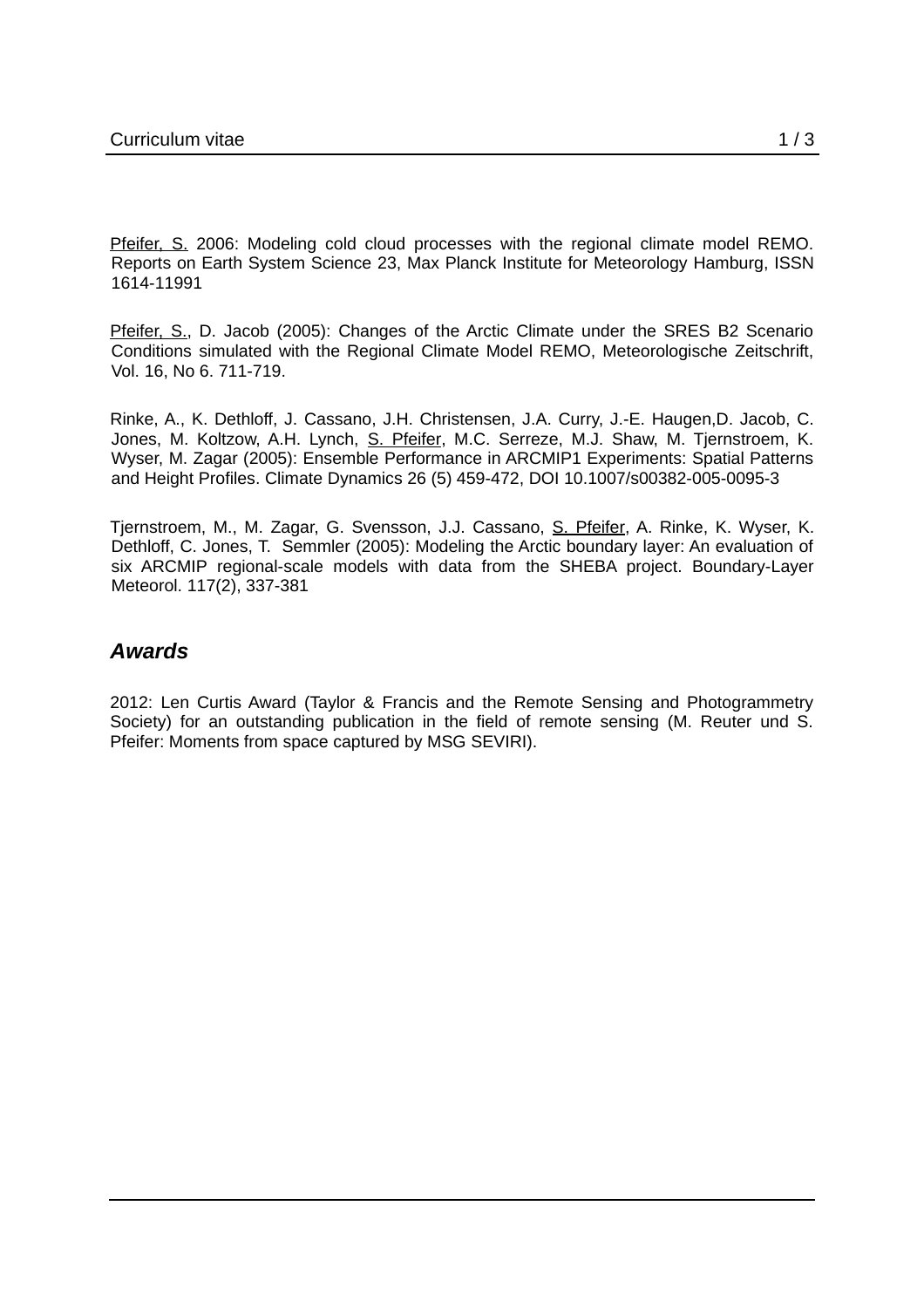Pfeifer, S. 2006: Modeling cold cloud processes with the regional climate model REMO. Reports on Earth System Science 23, Max Planck Institute for Meteorology Hamburg, ISSN 1614-11991

Pfeifer, S., D. Jacob (2005): Changes of the Arctic Climate under the SRES B2 Scenario Conditions simulated with the Regional Climate Model REMO, Meteorologische Zeitschrift, Vol. 16, No 6. 711-719.

Rinke, A., K. Dethloff, J. Cassano, J.H. Christensen, J.A. Curry, J.-E. Haugen,D. Jacob, C. Jones, M. Koltzow, A.H. Lynch, S. Pfeifer, M.C. Serreze, M.J. Shaw, M. Tjernstroem, K. Wyser, M. Zagar (2005): Ensemble Performance in ARCMIP1 Experiments: Spatial Patterns and Height Profiles. Climate Dynamics 26 (5) 459-472, DOI 10.1007/s00382-005-0095-3

Tjernstroem, M., M. Zagar, G. Svensson, J.J. Cassano, S. Pfeifer, A. Rinke, K. Wyser, K. Dethloff, C. Jones, T. Semmler (2005): Modeling the Arctic boundary layer: An evaluation of six ARCMIP regional-scale models with data from the SHEBA project. Boundary-Layer Meteorol. 117(2), 337-381

## *Awards*

2012: Len Curtis Award (Taylor & Francis and the Remote Sensing and Photogrammetry Society) for an outstanding publication in the field of remote sensing (M. Reuter und S. Pfeifer: Moments from space captured by MSG SEVIRI).